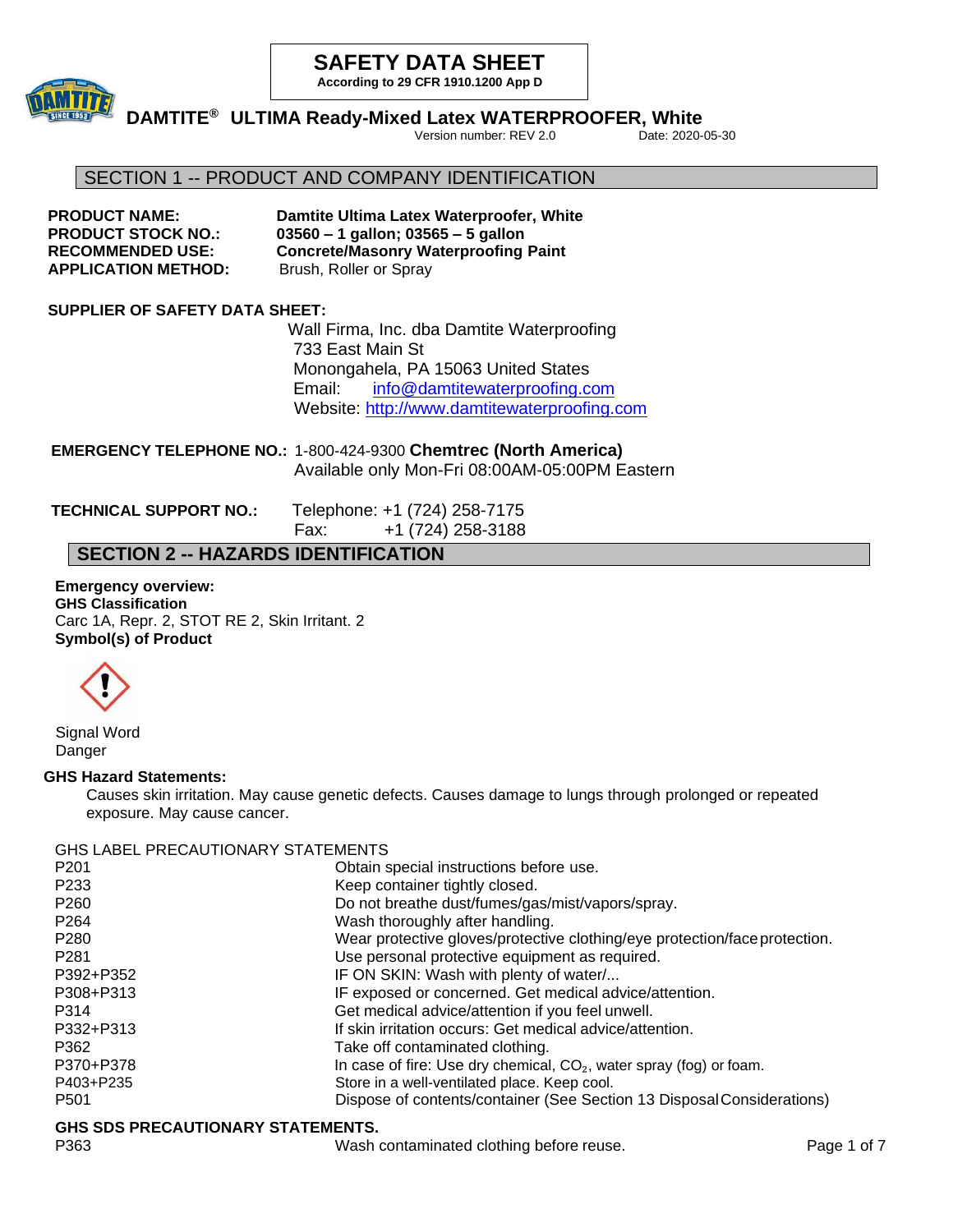# SAFETY DATA SHEET

**According to 29 CFR 1910.1200 App D**

## DAMTITE® ULTIMA Ready-Mixed Latex WATERPROOFER, White

Version number: REV 2.0 Date: 2020-05-30

## SECTION 1 -- PRODUCT AND COMPANY IDENTIFICATION

**PRODUCT NAME:** **Damtite Ultima Latex Waterproofer, White**
**PRODUCT STOCK NO.:** **03560 – 1 gallon; 03565 – 5 gallon**
**RECOMMENDED USE:** **Concrete/Masonry Waterproofing Paint**
**APPLICATION METHOD:** Brush, Roller or Spray

**SUPPLIER OF SAFETY DATA SHEET:**

Wall Firma, Inc. dba Damtite Waterproofing
733 East Main St
Monongahela, PA 15063 United States
Email: info@damtitewaterproofing.com
Website: http://www.damtitewaterproofing.com

**EMERGENCY TELEPHONE NO.:** 1-800-424-9300 **Chemtrec (North America)**
Available only Mon-Fri 08:00AM-05:00PM Eastern

**TECHNICAL SUPPORT NO.:** Telephone: +1 (724) 258-7175
Fax: +1 (724) 258-3188

## SECTION 2 -- HAZARDS IDENTIFICATION

**Emergency overview:**

**GHS Classification**

Carc 1A, Repr. 2, STOT RE 2, Skin Irritant. 2

**Symbol(s) of Product**

Signal Word
Danger

**GHS Hazard Statements:**

Causes skin irritation. May cause genetic defects. Causes damage to lungs through prolonged or repeated exposure. May cause cancer.

GHS LABEL PRECAUTIONARY STATEMENTS

| | |
|---|---|
| P201 | Obtain special instructions before use. |
| P233 | Keep container tightly closed. |
| P260 | Do not breathe dust/fumes/gas/mist/vapors/spray. |
| P264 | Wash thoroughly after handling. |
| P280 | Wear protective gloves/protective clothing/eye protection/face protection. |
| P281 | Use personal protective equipment as required. |
| P392+P352 | IF ON SKIN: Wash with plenty of water/... |
| P308+P313 | IF exposed or concerned. Get medical advice/attention. |
| P314 | Get medical advice/attention if you feel unwell. |
| P332+P313 | If skin irritation occurs: Get medical advice/attention. |
| P362 | Take off contaminated clothing. |
| P370+P378 | In case of fire: Use dry chemical, $CO_2$, water spray (fog) or foam. |
| P403+P235 | Store in a well-ventilated place. Keep cool. |
| P501 | Dispose of contents/container (See Section 13 Disposal Considerations) |

**GHS SDS PRECAUTIONARY STATEMENTS.**

| | |
|---|---|
| P363 | Wash contaminated clothing before reuse. |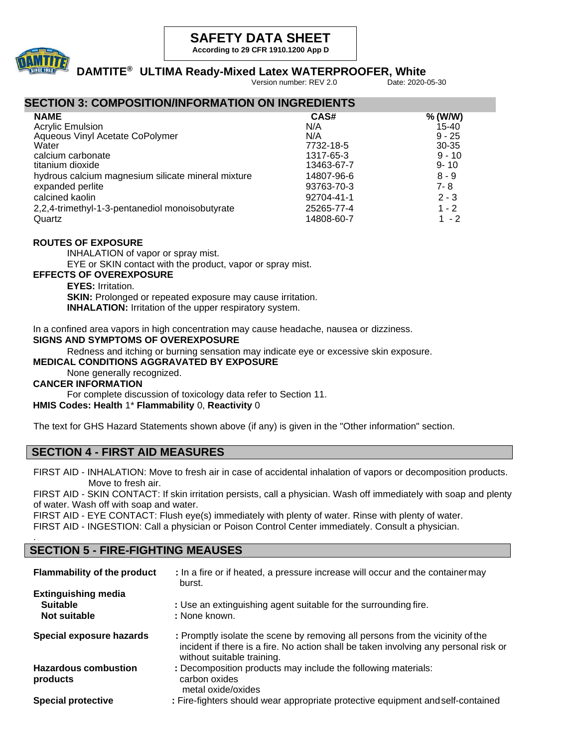# SAFETY DATA SHEET

**According to 29 CFR 1910.1200 App D**

## DAMTITE® ULTIMA Ready-Mixed Latex WATERPROOFER, White

Version number: REV 2.0 Date: 2020-05-30

## SECTION 3: COMPOSITION/INFORMATION ON INGREDIENTS

| NAME | CAS# | % (W/W) |
|---|---|---|
| Acrylic Emulsion | N/A | 15-40 |
| Aqueous Vinyl Acetate CoPolymer | N/A | 9 - 25 |
| Water | 7732-18-5 | 30-35 |
| calcium carbonate | 1317-65-3 | 9 - 10 |
| titanium dioxide | 13463-67-7 | 9- 10 |
| hydrous calcium magnesium silicate mineral mixture | 14807-96-6 | 8 - 9 |
| expanded perlite | 93763-70-3 | 7- 8 |
| calcined kaolin | 92704-41-1 | 2 - 3 |
| 2,2,4-trimethyl-1-3-pentanediol monoisobutyrate | 25265-77-4 | 1 - 2 |
| Quartz | 14808-60-7 | 1 - 2 |

**ROUTES OF EXPOSURE**

INHALATION of vapor or spray mist.

EYE or SKIN contact with the product, vapor or spray mist.

**EFFECTS OF OVEREXPOSURE**

**EYES:** Irritation.

**SKIN:** Prolonged or repeated exposure may cause irritation.

**INHALATION:** Irritation of the upper respiratory system.

In a confined area vapors in high concentration may cause headache, nausea or dizziness.

**SIGNS AND SYMPTOMS OF OVEREXPOSURE**

Redness and itching or burning sensation may indicate eye or excessive skin exposure.

**MEDICAL CONDITIONS AGGRAVATED BY EXPOSURE**

None generally recognized.

**CANCER INFORMATION**

For complete discussion of toxicology data refer to Section 11.

**HMIS Codes: Health** 1* **Flammability** 0, **Reactivity** 0

The text for GHS Hazard Statements shown above (if any) is given in the "Other information" section.

## SECTION 4 - FIRST AID MEASURES

FIRST AID - INHALATION: Move to fresh air in case of accidental inhalation of vapors or decomposition products. Move to fresh air.

FIRST AID - SKIN CONTACT: If skin irritation persists, call a physician. Wash off immediately with soap and plenty of water. Wash off with soap and water.

FIRST AID - EYE CONTACT: Flush eye(s) immediately with plenty of water. Rinse with plenty of water.

FIRST AID - INGESTION: Call a physician or Poison Control Center immediately. Consult a physician.

.

## SECTION 5 - FIRE-FIGHTING MEAUSES

**Flammability of the product** : In a fire or if heated, a pressure increase will occur and the container may burst.

**Extinguishing media**

**Suitable** : Use an extinguishing agent suitable for the surrounding fire.

**Not suitable** : None known.

**Special exposure hazards** : Promptly isolate the scene by removing all persons from the vicinity of the incident if there is a fire. No action shall be taken involving any personal risk or without suitable training.

**Hazardous combustion products** : Decomposition products may include the following materials:
carbon oxides
metal oxide/oxides

**Special protective** : Fire-fighters should wear appropriate protective equipment and self-contained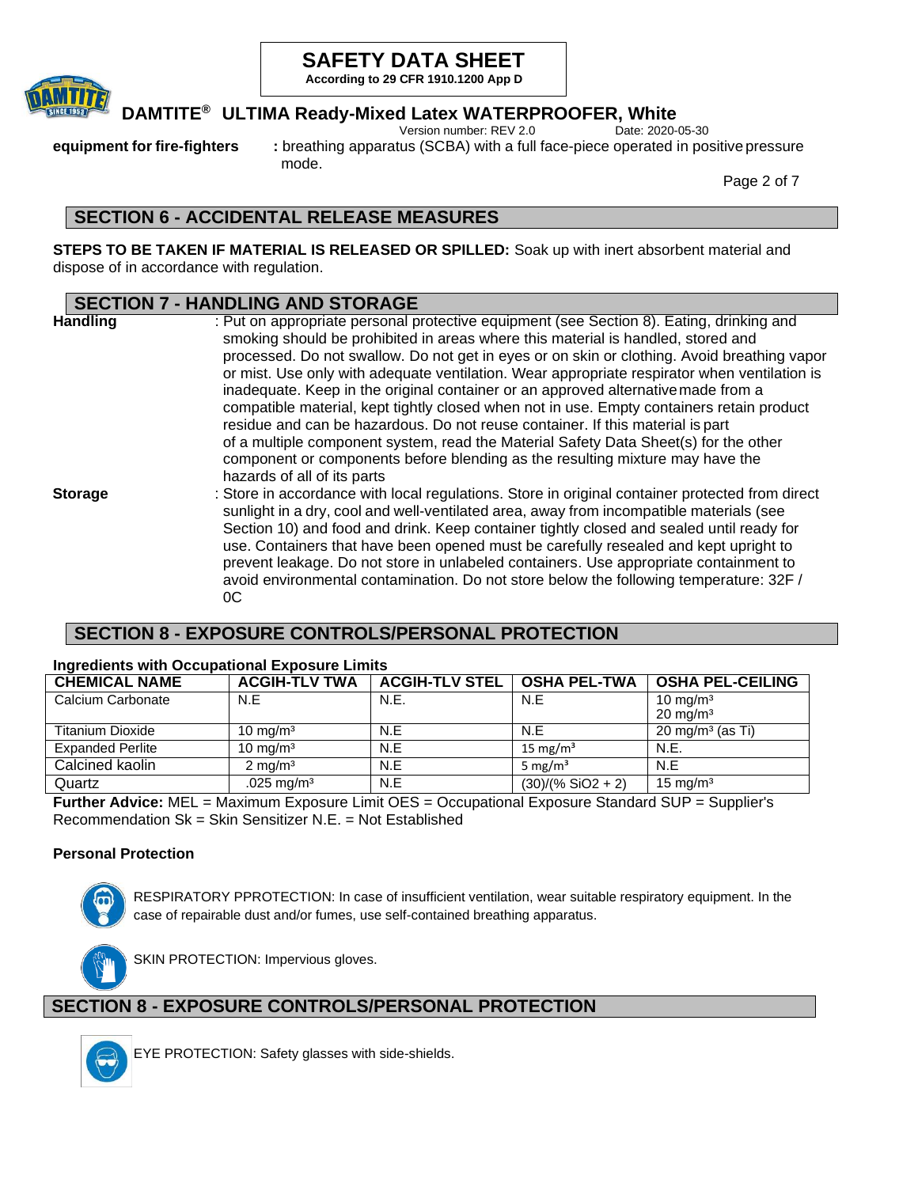**equipment for fire-fighters** : breathing apparatus (SCBA) with a full face-piece operated in positive pressure mode.

## SECTION 6 - ACCIDENTAL RELEASE MEASURES

**STEPS TO BE TAKEN IF MATERIAL IS RELEASED OR SPILLED:** Soak up with inert absorbent material and dispose of in accordance with regulation.

## SECTION 7 - HANDLING AND STORAGE

**Handling** : Put on appropriate personal protective equipment (see Section 8). Eating, drinking and smoking should be prohibited in areas where this material is handled, stored and processed. Do not swallow. Do not get in eyes or on skin or clothing. Avoid breathing vapor or mist. Use only with adequate ventilation. Wear appropriate respirator when ventilation is inadequate. Keep in the original container or an approved alternative made from a compatible material, kept tightly closed when not in use. Empty containers retain product residue and can be hazardous. Do not reuse container. If this material is part of a multiple component system, read the Material Safety Data Sheet(s) for the other component or components before blending as the resulting mixture may have the hazards of all of its parts

**Storage** : Store in accordance with local regulations. Store in original container protected from direct sunlight in a dry, cool and well-ventilated area, away from incompatible materials (see Section 10) and food and drink. Keep container tightly closed and sealed until ready for use. Containers that have been opened must be carefully resealed and kept upright to prevent leakage. Do not store in unlabeled containers. Use appropriate containment to avoid environmental contamination. Do not store below the following temperature: 32F / 0C

## SECTION 8 - EXPOSURE CONTROLS/PERSONAL PROTECTION

**Ingredients with Occupational Exposure Limits**

| CHEMICAL NAME | ACGIH-TLV TWA | ACGIH-TLV STEL | OSHA PEL-TWA | OSHA PEL-CEILING |
|---|---|---|---|---|
| Calcium Carbonate | N.E | N.E. | N.E | 10 mg/m³<br>20 mg/m³ |
| Titanium Dioxide | 10 mg/m³ | N.E | N.E | 20 mg/m³ (as Ti) |
| Expanded Perlite | 10 mg/m³ | N.E | 15 mg/m³ | N.E. |
| Calcined kaolin | 2 mg/m³ | N.E | 5 mg/m³ | N.E |
| Quartz | .025 mg/m³ | N.E | (30)/(% SiO2 + 2) | 15 mg/m³ |

**Further Advice:** MEL = Maximum Exposure Limit OES = Occupational Exposure Standard SUP = Supplier's Recommendation Sk = Skin Sensitizer N.E. = Not Established

**Personal Protection**

RESPIRATORY PPROTECTION: In case of insufficient ventilation, wear suitable respiratory equipment. In the case of repairable dust and/or fumes, use self-contained breathing apparatus.

SKIN PROTECTION: Impervious gloves.

## SECTION 8 - EXPOSURE CONTROLS/PERSONAL PROTECTION

EYE PROTECTION: Safety glasses with side-shields.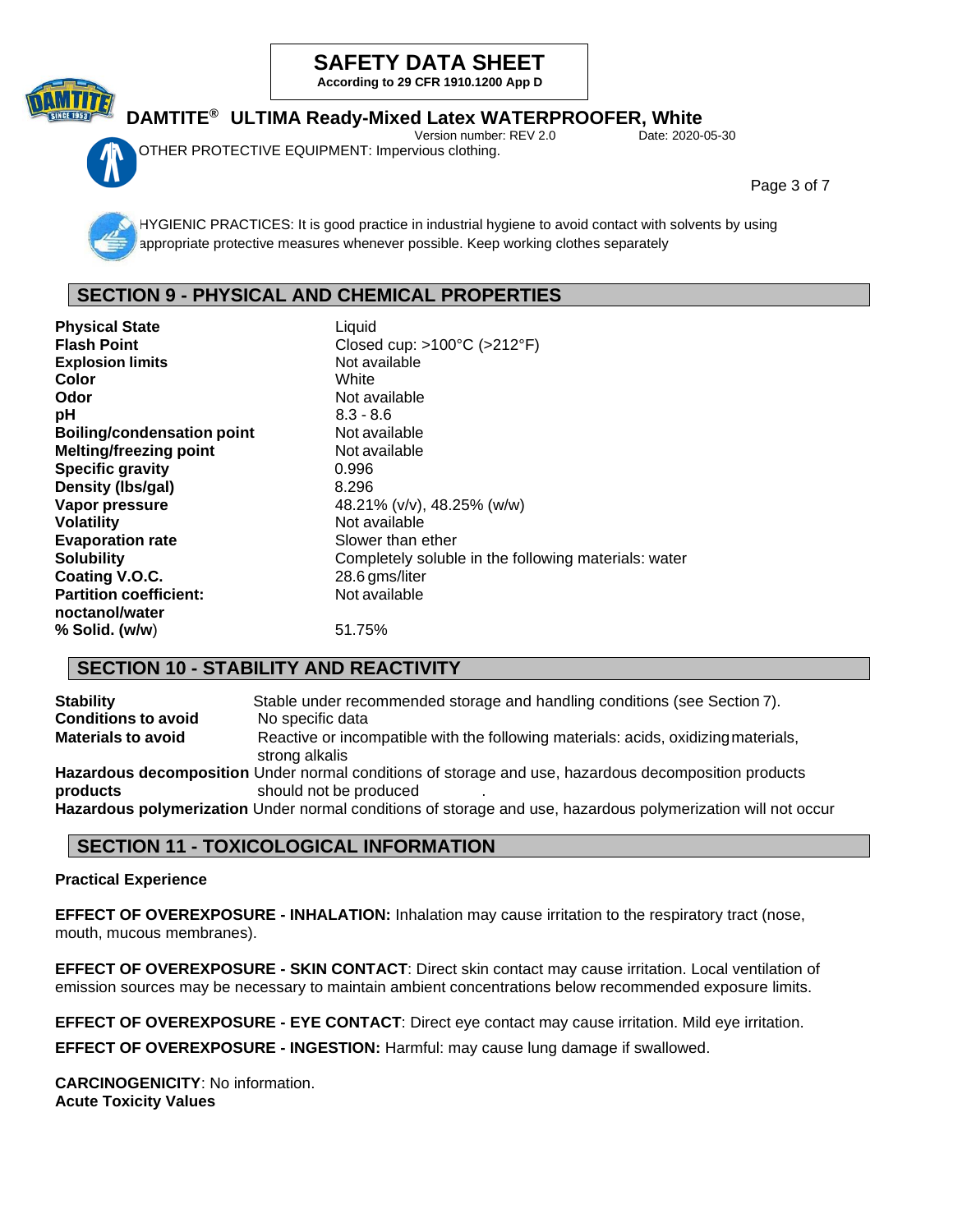OTHER PROTECTIVE EQUIPMENT: Impervious clothing.

HYGIENIC PRACTICES: It is good practice in industrial hygiene to avoid contact with solvents by using appropriate protective measures whenever possible. Keep working clothes separately

## SECTION 9 - PHYSICAL AND CHEMICAL PROPERTIES

| | |
|---|---|
| **Physical State** | Liquid |
| **Flash Point** | Closed cup: >100°C (>212°F) |
| **Explosion limits** | Not available |
| **Color** | White |
| **Odor** | Not available |
| **pH** | 8.3 - 8.6 |
| **Boiling/condensation point** | Not available |
| **Melting/freezing point** | Not available |
| **Specific gravity** | 0.996 |
| **Density (lbs/gal)** | 8.296 |
| **Vapor pressure** | 48.21% (v/v), 48.25% (w/w) |
| **Volatility** | Not available |
| **Evaporation rate** | Slower than ether |
| **Solubility** | Completely soluble in the following materials: water |
| **Coating V.O.C.** | 28.6 gms/liter |
| **Partition coefficient: noctanol/water** | Not available |
| **% Solid. (w/w)** | 51.75% |

## SECTION 10 - STABILITY AND REACTIVITY

| | |
|---|---|
| **Stability** | Stable under recommended storage and handling conditions (see Section 7). |
| **Conditions to avoid** | No specific data |
| **Materials to avoid** | Reactive or incompatible with the following materials: acids, oxidizing materials, strong alkalis |
| **Hazardous decomposition products** | Under normal conditions of storage and use, hazardous decomposition products should not be produced |
| **Hazardous polymerization** | Under normal conditions of storage and use, hazardous polymerization will not occur |

## SECTION 11 - TOXICOLOGICAL INFORMATION

**Practical Experience**

**EFFECT OF OVEREXPOSURE - INHALATION:** Inhalation may cause irritation to the respiratory tract (nose, mouth, mucous membranes).

**EFFECT OF OVEREXPOSURE - SKIN CONTACT**: Direct skin contact may cause irritation. Local ventilation of emission sources may be necessary to maintain ambient concentrations below recommended exposure limits.

**EFFECT OF OVEREXPOSURE - EYE CONTACT**: Direct eye contact may cause irritation. Mild eye irritation.

**EFFECT OF OVEREXPOSURE - INGESTION:** Harmful: may cause lung damage if swallowed.

**CARCINOGENICITY**: No information.

**Acute Toxicity Values**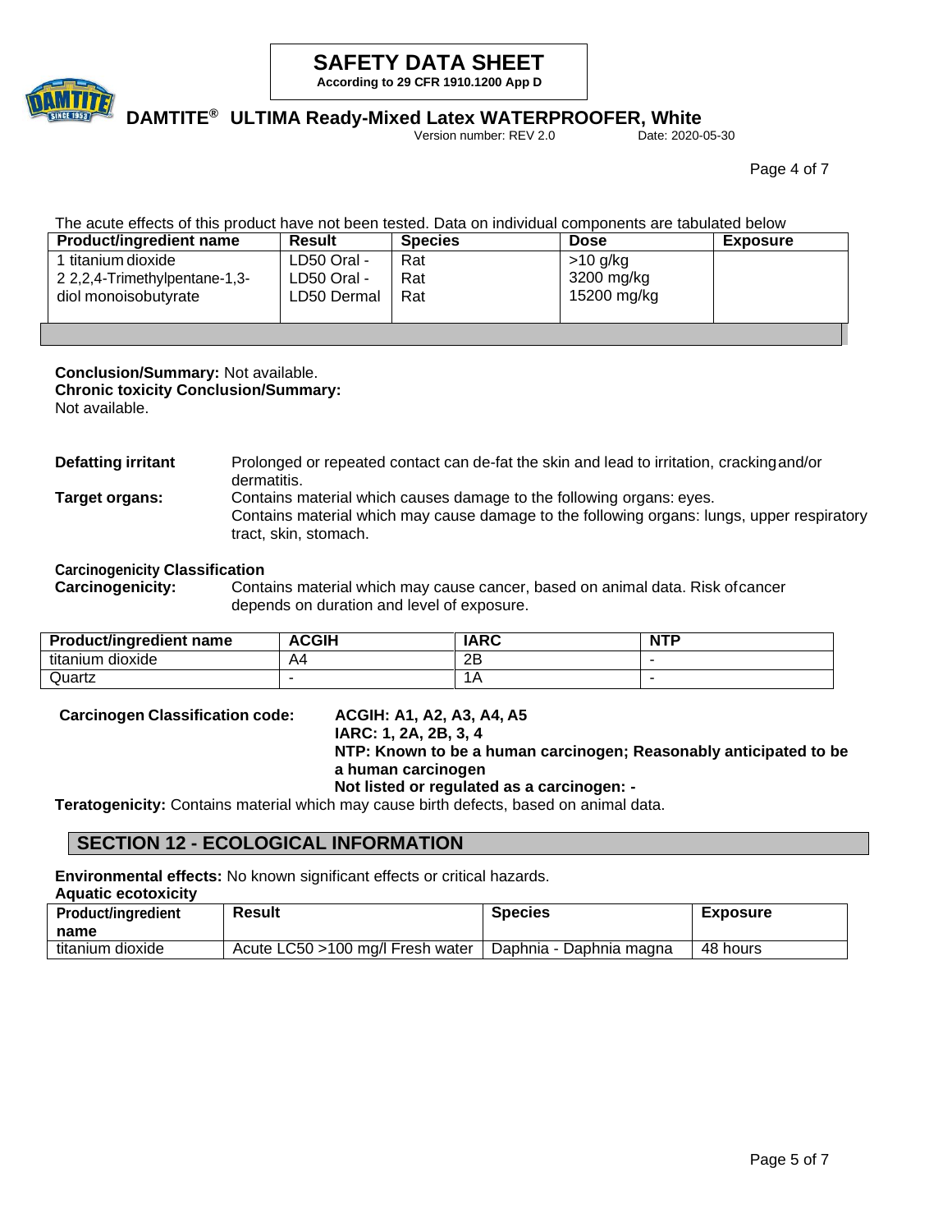The acute effects of this product have not been tested. Data on individual components are tabulated below

| Product/ingredient name | Result | Species | Dose | Exposure |
| --- | --- | --- | --- | --- |
| 1 titanium dioxide | LD50 Oral - | Rat | >10 g/kg | |
| 2 2,2,4-Trimethylpentane-1,3-diol monoisobutyrate | LD50 Oral - | Rat | 3200 mg/kg | |
| | LD50 Dermal | Rat | 15200 mg/kg | |

**Conclusion/Summary:** Not available.
**Chronic toxicity Conclusion/Summary:**
Not available.

**Defatting irritant** Prolonged or repeated contact can de-fat the skin and lead to irritation, cracking and/or dermatitis.

**Target organs:** Contains material which causes damage to the following organs: eyes.
Contains material which may cause damage to the following organs: lungs, upper respiratory tract, skin, stomach.

**Carcinogenicity Classification**

**Carcinogenicity:** Contains material which may cause cancer, based on animal data. Risk of cancer depends on duration and level of exposure.

| Product/ingredient name | ACGIH | IARC | NTP |
| --- | --- | --- | --- |
| titanium dioxide | A4 | 2B | - |
| Quartz | - | 1A | - |

**Carcinogen Classification code:** **ACGIH: A1, A2, A3, A4, A5**
**IARC: 1, 2A, 2B, 3, 4**
**NTP: Known to be a human carcinogen; Reasonably anticipated to be a human carcinogen**
**Not listed or regulated as a carcinogen: -**

**Teratogenicity:** Contains material which may cause birth defects, based on animal data.

## SECTION 12 - ECOLOGICAL INFORMATION

**Environmental effects:** No known significant effects or critical hazards.

**Aquatic ecotoxicity**

| Product/ingredient name | Result | Species | Exposure |
| --- | --- | --- | --- |
| titanium dioxide | Acute LC50 >100 mg/l Fresh water | Daphnia - Daphnia magna | 48 hours |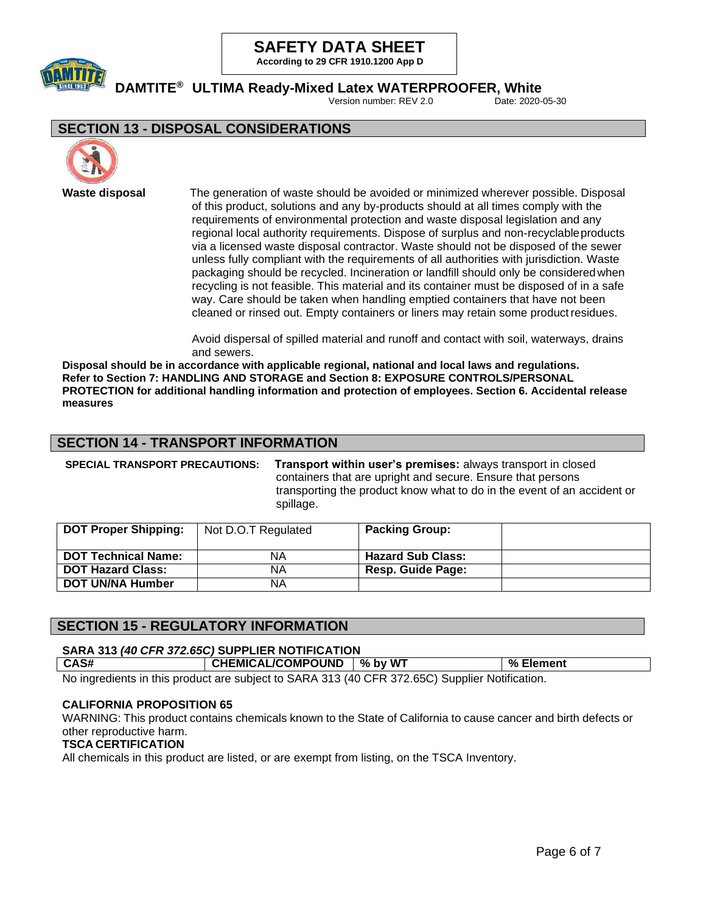## SECTION 13 - DISPOSAL CONSIDERATIONS

**Waste disposal** The generation of waste should be avoided or minimized wherever possible. Disposal of this product, solutions and any by-products should at all times comply with the requirements of environmental protection and waste disposal legislation and any regional local authority requirements. Dispose of surplus and non-recyclable products via a licensed waste disposal contractor. Waste should not be disposed of the sewer unless fully compliant with the requirements of all authorities with jurisdiction. Waste packaging should be recycled. Incineration or landfill should only be considered when recycling is not feasible. This material and its container must be disposed of in a safe way. Care should be taken when handling emptied containers that have not been cleaned or rinsed out. Empty containers or liners may retain some product residues.

Avoid dispersal of spilled material and runoff and contact with soil, waterways, drains and sewers.

**Disposal should be in accordance with applicable regional, national and local laws and regulations. Refer to Section 7: HANDLING AND STORAGE and Section 8: EXPOSURE CONTROLS/PERSONAL PROTECTION for additional handling information and protection of employees. Section 6. Accidental release measures**

## SECTION 14 - TRANSPORT INFORMATION

**SPECIAL TRANSPORT PRECAUTIONS:** **Transport within user's premises:** always transport in closed containers that are upright and secure. Ensure that persons transporting the product know what to do in the event of an accident or spillage.

| **DOT Proper Shipping:** | Not D.O.T Regulated | **Packing Group:** | |
|---|---|---|---|
| **DOT Technical Name:** | NA | **Hazard Sub Class:** | |
| **DOT Hazard Class:** | NA | **Resp. Guide Page:** | |
| **DOT UN/NA Humber** | NA | | |

## SECTION 15 - REGULATORY INFORMATION

**SARA 313 *(40 CFR 372.65C)* SUPPLIER NOTIFICATION**

| CAS# | CHEMICAL/COMPOUND | % by WT | % Element |
|---|---|---|---|

No ingredients in this product are subject to SARA 313 (40 CFR 372.65C) Supplier Notification.

**CALIFORNIA PROPOSITION 65**

WARNING: This product contains chemicals known to the State of California to cause cancer and birth defects or other reproductive harm.

**TSCA CERTIFICATION**

All chemicals in this product are listed, or are exempt from listing, on the TSCA Inventory.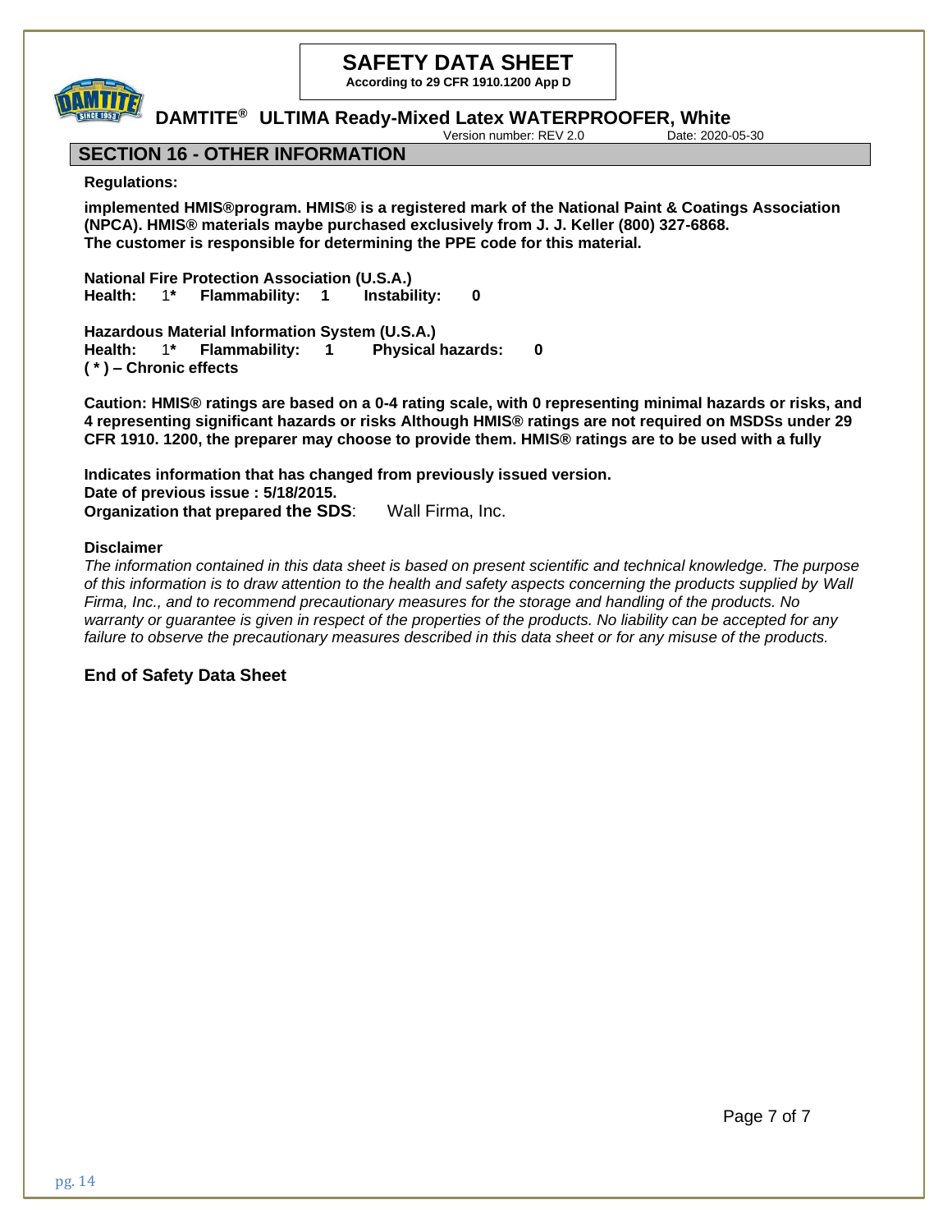## SECTION 16 - OTHER INFORMATION

**Regulations:**

**implemented HMIS®program. HMIS® is a registered mark of the National Paint & Coatings Association (NPCA). HMIS® materials maybe purchased exclusively from J. J. Keller (800) 327-6868.**
**The customer is responsible for determining the PPE code for this material.**

**National Fire Protection Association (U.S.A.)**
**Health:** 1* **Flammability: 1** **Instability: 0**

**Hazardous Material Information System (U.S.A.)**
**Health:** 1* **Flammability: 1** **Physical hazards: 0**
**( * ) – Chronic effects**

**Caution: HMIS® ratings are based on a 0-4 rating scale, with 0 representing minimal hazards or risks, and 4 representing significant hazards or risks Although HMIS® ratings are not required on MSDSs under 29 CFR 1910. 1200, the preparer may choose to provide them. HMIS® ratings are to be used with a fully**

**Indicates information that has changed from previously issued version.**
**Date of previous issue : 5/18/2015.**
**Organization that prepared the SDS**: Wall Firma, Inc.

**Disclaimer**

*The information contained in this data sheet is based on present scientific and technical knowledge. The purpose of this information is to draw attention to the health and safety aspects concerning the products supplied by Wall Firma, Inc., and to recommend precautionary measures for the storage and handling of the products. No warranty or guarantee is given in respect of the properties of the products. No liability can be accepted for any failure to observe the precautionary measures described in this data sheet or for any misuse of the products.*

**End of Safety Data Sheet**